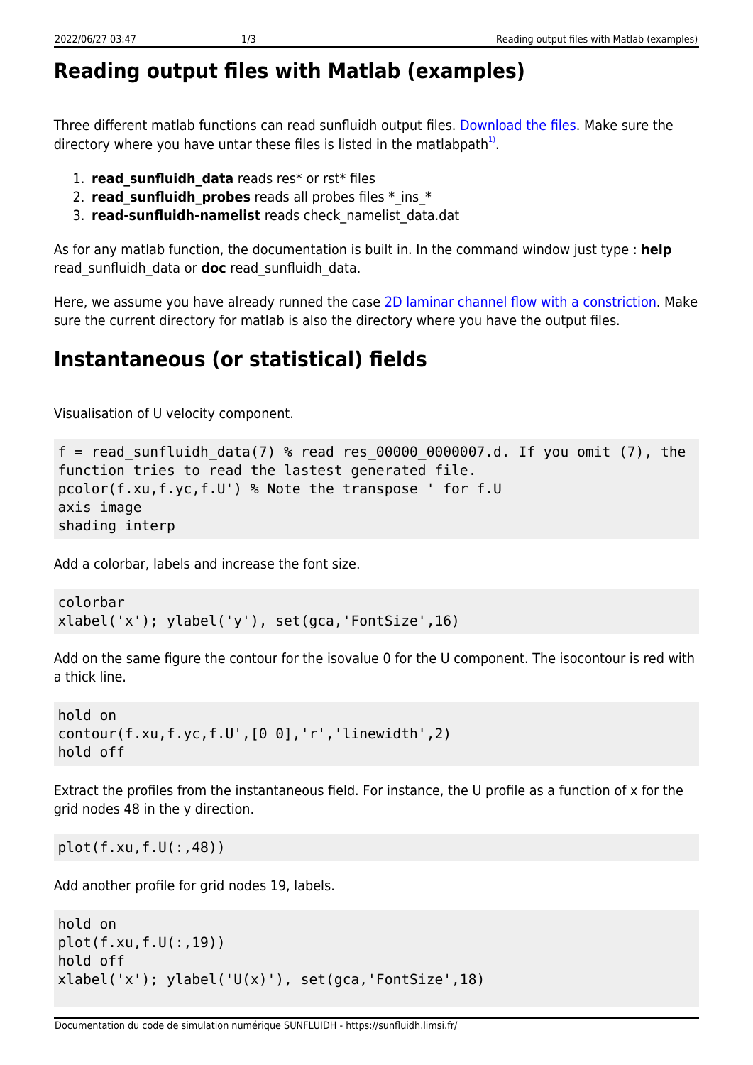# Reading output files with Matlab (examples)

Three different matlab functions can read sunfluidh output files. Download the files. Make sure the directory where you have untar these files is listed in the matlabpath[1].

1. **read_sunfluidh_data** reads res* or rst* files
2. **read_sunfluidh_probes** reads all probes files *_ins_*
3. **read-sunfluidh-namelist** reads check_namelist_data.dat

As for any matlab function, the documentation is built in. In the command window just type : **help** read_sunfluidh_data or **doc** read_sunfluidh_data.

Here, we assume you have already runned the case 2D laminar channel flow with a constriction. Make sure the current directory for matlab is also the directory where you have the output files.

## Instantaneous (or statistical) fields

Visualisation of U velocity component.

```
f = read_sunfluidh_data(7) % read res_00000_0000007.d. If you omit (7), the
function tries to read the lastest generated file.
pcolor(f.xu,f.yc,f.U') % Note the transpose ' for f.U
axis image
shading interp
```

Add a colorbar, labels and increase the font size.

```
colorbar
xlabel('x'); ylabel('y'), set(gca,'FontSize',16)
```

Add on the same figure the contour for the isovalue 0 for the U component. The isocontour is red with a thick line.

```
hold on
contour(f.xu,f.yc,f.U',[0 0],'r','linewidth',2)
hold off
```

Extract the profiles from the instantaneous field. For instance, the U profile as a function of x for the grid nodes 48 in the y direction.

```
plot(f.xu,f.U(:,48))
```

Add another profile for grid nodes 19, labels.

```
hold on
plot(f.xu,f.U(:,19))
hold off
xlabel('x'); ylabel('U(x)'), set(gca,'FontSize',18)
```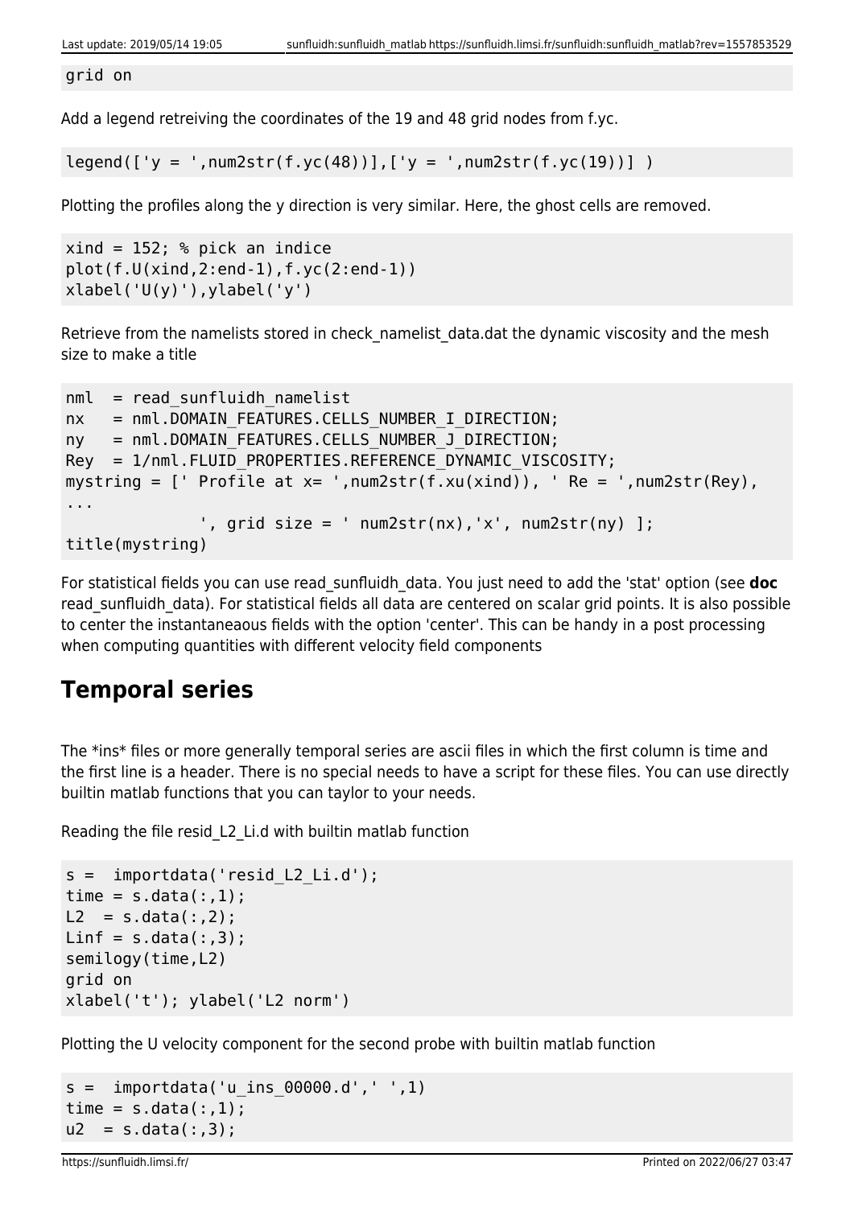```
grid on
```

Add a legend retreiving the coordinates of the 19 and 48 grid nodes from f.yc.

```
legend(['y = ',num2str(f.yc(48))],['y = ',num2str(f.yc(19))] )
```

Plotting the profiles along the y direction is very similar. Here, the ghost cells are removed.

```
xind = 152; % pick an indice
plot(f.U(xind,2:end-1),f.yc(2:end-1))
xlabel('U(y)'),ylabel('y')
```

Retrieve from the namelists stored in check_namelist_data.dat the dynamic viscosity and the mesh size to make a title

```
nml  = read_sunfluidh_namelist
nx   = nml.DOMAIN_FEATURES.CELLS_NUMBER_I_DIRECTION;
ny   = nml.DOMAIN_FEATURES.CELLS_NUMBER_J_DIRECTION;
Rey  = 1/nml.FLUID_PROPERTIES.REFERENCE_DYNAMIC_VISCOSITY;
mystring = [' Profile at x= ',num2str(f.xu(xind)), ' Re = ',num2str(Rey),
...
              ', grid size = ' num2str(nx),'x', num2str(ny) ];
title(mystring)
```

For statistical fields you can use read_sunfluidh_data. You just need to add the 'stat' option (see **doc** read_sunfluidh_data). For statistical fields all data are centered on scalar grid points. It is also possible to center the instantaneaous fields with the option 'center'. This can be handy in a post processing when computing quantities with different velocity field components

## Temporal series

The *ins* files or more generally temporal series are ascii files in which the first column is time and the first line is a header. There is no special needs to have a script for these files. You can use directly builtin matlab functions that you can taylor to your needs.

Reading the file resid_L2_Li.d with builtin matlab function

```
s =  importdata('resid_L2_Li.d');
time = s.data(:,1);
L2  = s.data(:,2);
Linf = s.data(:,3);
semilogy(time,L2)
grid on
xlabel('t'); ylabel('L2 norm')
```

Plotting the U velocity component for the second probe with builtin matlab function

```
s =  importdata('u_ins_00000.d',' ',1)
time = s.data(:,1);
u2  = s.data(:,3);
```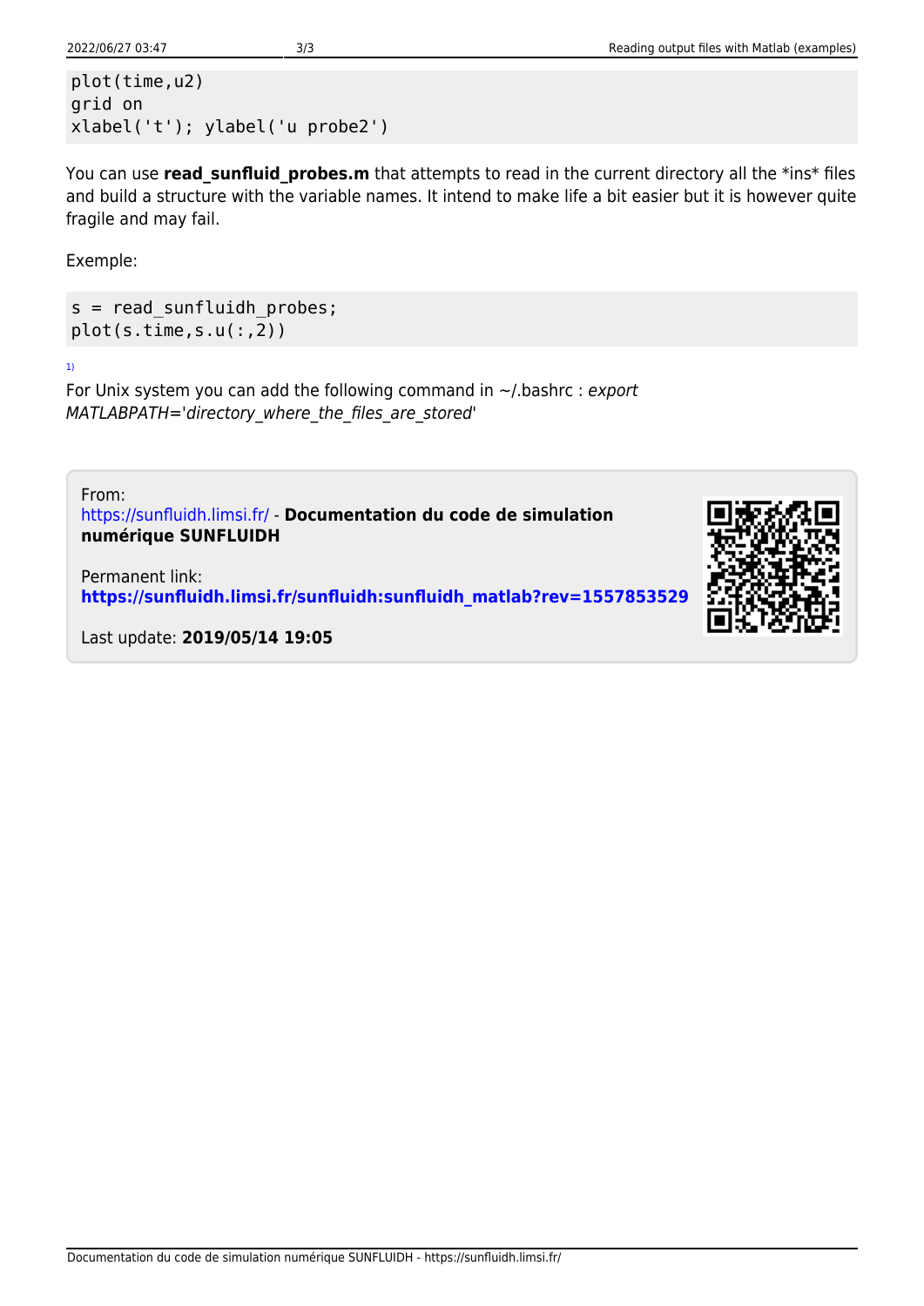```
plot(time,u2)
grid on
xlabel('t'); ylabel('u probe2')
```

You can use **read_sunfluid_probes.m** that attempts to read in the current directory all the *ins* files and build a structure with the variable names. It intend to make life a bit easier but it is however quite fragile and may fail.

Exemple:

```
s = read_sunfluidh_probes;
plot(s.time,s.u(:,2))
```

[1] For Unix system you can add the following command in ~/.bashrc : *export MATLABPATH='directory_where_the_files_are_stored'*

From:
https://sunfluidh.limsi.fr/ - **Documentation du code de simulation numérique SUNFLUIDH**

Permanent link:
**https://sunfluidh.limsi.fr/sunfluidh:sunfluidh_matlab?rev=1557853529**

Last update: **2019/05/14 19:05**